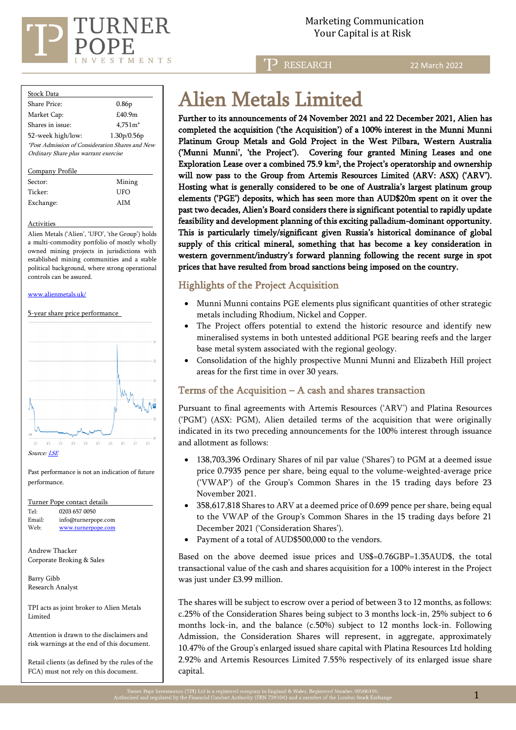Marketing Communication
Your Capital is at Risk

RESEARCH 22 March 2022

# Alien Metals Limited

**Further to its announcements of 24 November 2021 and 22 December 2021, Alien has completed the acquisition ('the Acquisition') of a 100% interest in the Munni Munni Platinum Group Metals and Gold Project in the West Pilbara, Western Australia ('Munni Munni', 'the Project'). Covering four granted Mining Leases and one Exploration Lease over a combined 75.9 km², the Project's operatorship and ownership will now pass to the Group from Artemis Resources Limited (ARV: ASX) ('ARV'). Hosting what is generally considered to be one of Australia's largest platinum group elements ('PGE') deposits, which has seen more than AUD$20m spent on it over the past two decades, Alien's Board considers there is significant potential to rapidly update feasibility and development planning of this exciting palladium-dominant opportunity. This is particularly timely/significant given Russia's historical dominance of global supply of this critical mineral, something that has become a key consideration in western government/industry's forward planning following the recent surge in spot prices that have resulted from broad sanctions being imposed on the country.**

## Highlights of the Project Acquisition

- Munni Munni contains PGE elements plus significant quantities of other strategic metals including Rhodium, Nickel and Copper.
- The Project offers potential to extend the historic resource and identify new mineralised systems in both untested additional PGE bearing reefs and the larger base metal system associated with the regional geology.
- Consolidation of the highly prospective Munni Munni and Elizabeth Hill project areas for the first time in over 30 years.

## Terms of the Acquisition – A cash and shares transaction

Pursuant to final agreements with Artemis Resources ('ARV') and Platina Resources ('PGM') (ASX: PGM), Alien detailed terms of the acquisition that were originally indicated in its two preceding announcements for the 100% interest through issuance and allotment as follows:

- 138,703,396 Ordinary Shares of nil par value ('Shares') to PGM at a deemed issue price 0.7935 pence per share, being equal to the volume-weighted-average price ('VWAP') of the Group's Common Shares in the 15 trading days before 23 November 2021.
- 358,617,818 Shares to ARV at a deemed price of 0.699 pence per share, being equal to the VWAP of the Group's Common Shares in the 15 trading days before 21 December 2021 ('Consideration Shares').
- Payment of a total of AUD$500,000 to the vendors.

Based on the above deemed issue prices and US$=0.76GBP=1.35AUD$, the total transactional value of the cash and shares acquisition for a 100% interest in the Project was just under £3.99 million.

The shares will be subject to escrow over a period of between 3 to 12 months, as follows: c.25% of the Consideration Shares being subject to 3 months lock-in, 25% subject to 6 months lock-in, and the balance (c.50%) subject to 12 months lock-in. Following Admission, the Consideration Shares will represent, in aggregate, approximately 10.47% of the Group's enlarged issued share capital with Platina Resources Ltd holding 2.92% and Artemis Resources Limited 7.55% respectively of its enlarged issue share capital.

---

**Stock Data**

| | |
|---|---|
| Share Price: | 0.86p |
| Market Cap: | £40.9m |
| Shares in issue: | 4,751m* |
| 52-week high/low: | 1.30p/0.56p |

*\*Post Admission of Consideration Shares and New Ordinary Share plus warrant exercise*

**Company Profile**

| | |
|---|---|
| Sector: | Mining |
| Ticker: | UFO |
| Exchange: | AIM |

**Activities**

Alien Metals ('Alien', 'UFO', 'the Group') holds a multi-commodity portfolio of mostly wholly owned mining projects in jurisdictions with established mining communities and a stable political background, where strong operational controls can be assured.

www.alienmetals.uk/

**5-year share price performance**

Source: LSE

Past performance is not an indication of future performance.

**Turner Pope contact details**

Tel: 0203 657 0050
Email: info@turnerpope.com
Web: www.turnerpope.com

Andrew Thacker
Corporate Broking & Sales

Barry Gibb
Research Analyst

TPI acts as joint broker to Alien Metals Limited

Attention is drawn to the disclaimers and risk warnings at the end of this document.

Retail clients (as defined by the rules of the FCA) must not rely on this document.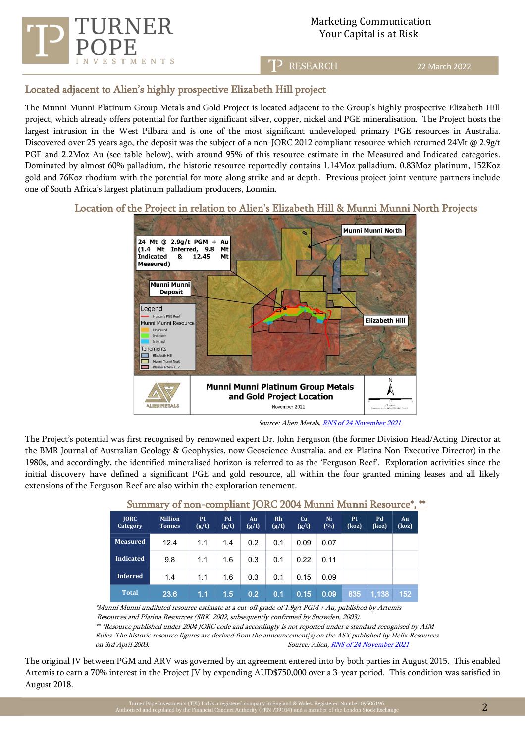## Located adjacent to Alien's highly prospective Elizabeth Hill project

The Munni Munni Platinum Group Metals and Gold Project is located adjacent to the Group's highly prospective Elizabeth Hill project, which already offers potential for further significant silver, copper, nickel and PGE mineralisation. The Project hosts the largest intrusion in the West Pilbara and is one of the most significant undeveloped primary PGE resources in Australia. Discovered over 25 years ago, the deposit was the subject of a non-JORC 2012 compliant resource which returned 24Mt @ 2.9g/t PGE and 2.2Moz Au (see table below), with around 95% of this resource estimate in the Measured and Indicated categories. Dominated by almost 60% palladium, the historic resource reportedly contains 1.14Moz palladium, 0.83Moz platinum, 152Koz gold and 76Koz rhodium with the potential for more along strike and at depth. Previous project joint venture partners include one of South Africa's largest platinum palladium producers, Lonmin.

### Location of the Project in relation to Alien's Elizabeth Hill & Munni Munni North Projects

*Source: Alien Metals, RNS of 24 November 2021*

The Project's potential was first recognised by renowned expert Dr. John Ferguson (the former Division Head/Acting Director at the BMR Journal of Australian Geology & Geophysics, now Geoscience Australia, and ex-Platina Non-Executive Director) in the 1980s, and accordingly, the identified mineralised horizon is referred to as the 'Ferguson Reef'. Exploration activities since the initial discovery have defined a significant PGE and gold resource, all within the four granted mining leases and all likely extensions of the Ferguson Reef are also within the exploration tenement.

### Summary of non-compliant JORC 2004 Munni Munni Resource*, **

| JORC Category | Million Tonnes | Pt (g/t) | Pd (g/t) | Au (g/t) | Rh (g/t) | Cu (g/t) | Ni (%) | Pt (koz) | Pd (koz) | Au (koz) |
|---|---|---|---|---|---|---|---|---|---|---|
| Measured | 12.4 | 1.1 | 1.4 | 0.2 | 0.1 | 0.09 | 0.07 | | | |
| Indicated | 9.8 | 1.1 | 1.6 | 0.3 | 0.1 | 0.22 | 0.11 | | | |
| Inferred | 1.4 | 1.1 | 1.6 | 0.3 | 0.1 | 0.15 | 0.09 | | | |
| Total | 23.6 | 1.1 | 1.5 | 0.2 | 0.1 | 0.15 | 0.09 | 835 | 1,138 | 152 |

*\*Munni Munni undiluted resource estimate at a cut-off grade of 1.9g/t PGM + Au, published by Artemis Resources and Platina Resources (SRK, 2002, subsequently confirmed by Snowden, 2003).*
*\*\* \*Resource published under 2004 JORC code and accordingly is not reported under a standard recognised by AIM Rules. The historic resource figures are derived from the announcement[s] on the ASX published by Helix Resources on 3rd April 2003.*
*Source: Alien, RNS of 24 November 2021*

The original JV between PGM and ARV was governed by an agreement entered into by both parties in August 2015. This enabled Artemis to earn a 70% interest in the Project JV by expending AUD$750,000 over a 3-year period. This condition was satisfied in August 2018.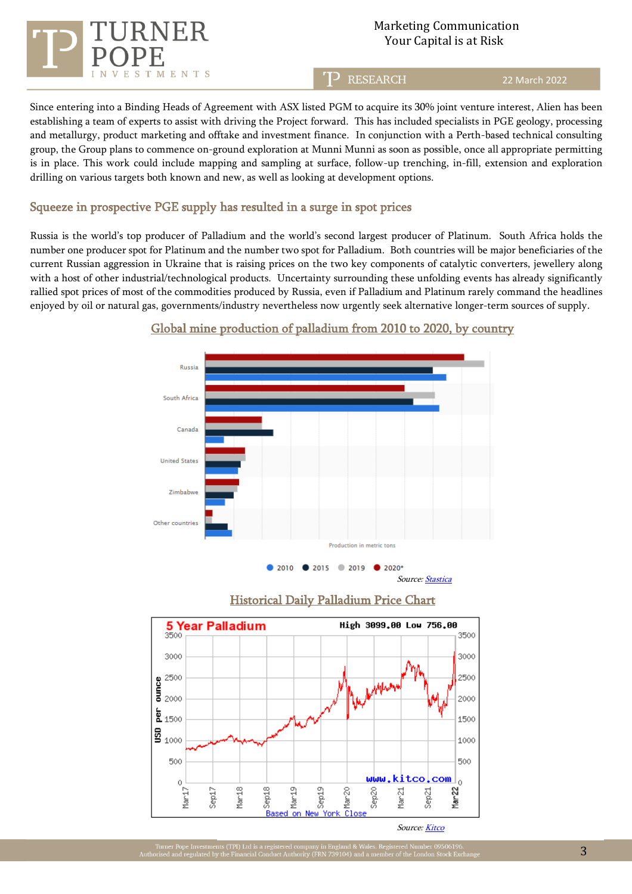Since entering into a Binding Heads of Agreement with ASX listed PGM to acquire its 30% joint venture interest, Alien has been establishing a team of experts to assist with driving the Project forward. This has included specialists in PGE geology, processing and metallurgy, product marketing and offtake and investment finance. In conjunction with a Perth-based technical consulting group, the Group plans to commence on-ground exploration at Munni Munni as soon as possible, once all appropriate permitting is in place. This work could include mapping and sampling at surface, follow-up trenching, in-fill, extension and exploration drilling on various targets both known and new, as well as looking at development options.

## Squeeze in prospective PGE supply has resulted in a surge in spot prices

Russia is the world's top producer of Palladium and the world's second largest producer of Platinum. South Africa holds the number one producer spot for Platinum and the number two spot for Palladium. Both countries will be major beneficiaries of the current Russian aggression in Ukraine that is raising prices on the two key components of catalytic converters, jewellery along with a host of other industrial/technological products. Uncertainty surrounding these unfolding events has already significantly rallied spot prices of most of the commodities produced by Russia, even if Palladium and Platinum rarely command the headlines enjoyed by oil or natural gas, governments/industry nevertheless now urgently seek alternative longer-term sources of supply.

### Global mine production of palladium from 2010 to 2020, by country

Russia
South Africa
Canada
United States
Zimbabwe
Other countries

Production in metric tons

2010 2015 2019 2020*

*Source: Stastica*

### Historical Daily Palladium Price Chart

5 Year Palladium — High 3099.00 Low 756.00

USD per ounce

www.kitco.com

Based on New York Close

*Source: Kitco*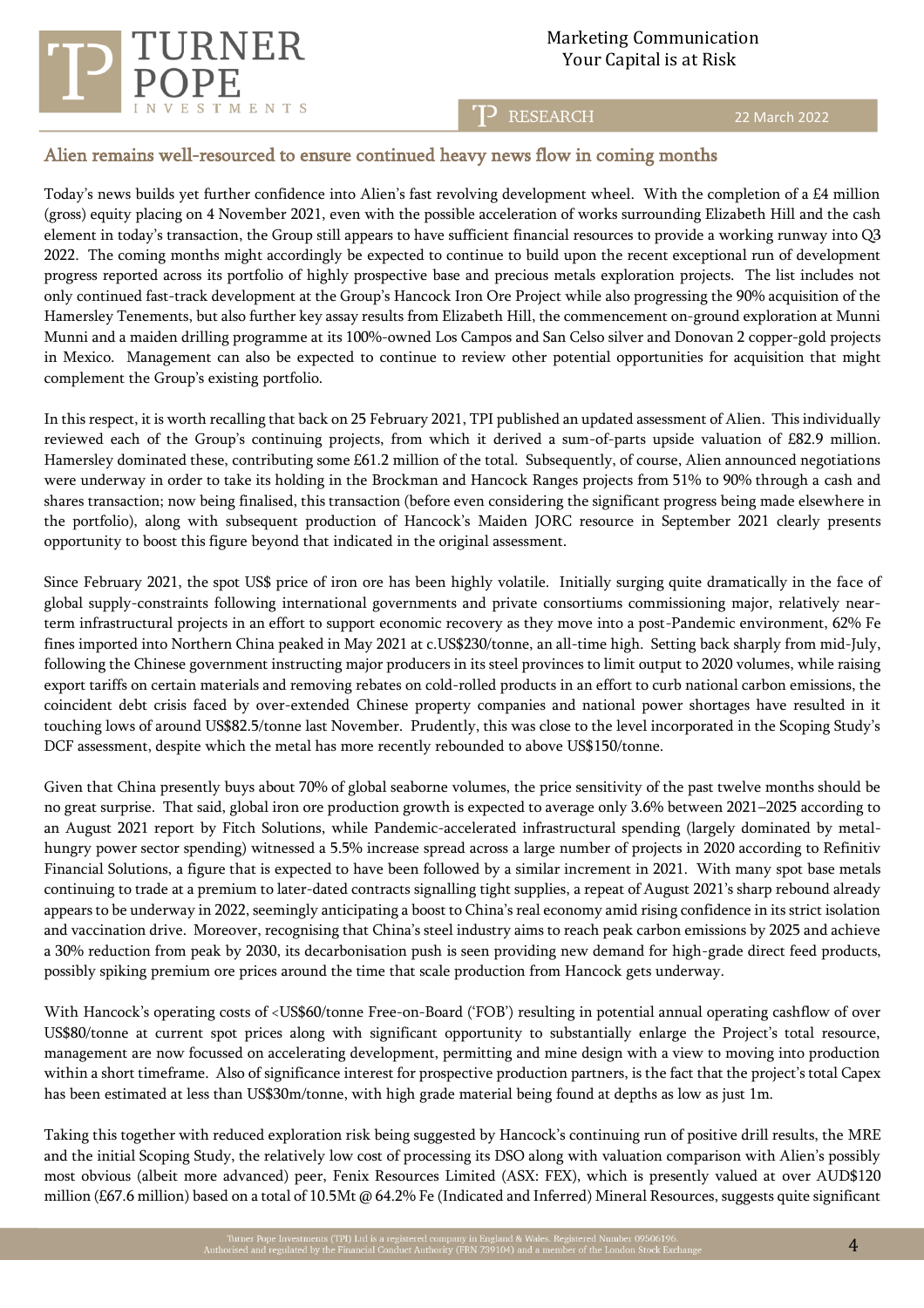## Alien remains well-resourced to ensure continued heavy news flow in coming months

Today's news builds yet further confidence into Alien's fast revolving development wheel. With the completion of a £4 million (gross) equity placing on 4 November 2021, even with the possible acceleration of works surrounding Elizabeth Hill and the cash element in today's transaction, the Group still appears to have sufficient financial resources to provide a working runway into Q3 2022. The coming months might accordingly be expected to continue to build upon the recent exceptional run of development progress reported across its portfolio of highly prospective base and precious metals exploration projects. The list includes not only continued fast-track development at the Group's Hancock Iron Ore Project while also progressing the 90% acquisition of the Hamersley Tenements, but also further key assay results from Elizabeth Hill, the commencement on-ground exploration at Munni Munni and a maiden drilling programme at its 100%-owned Los Campos and San Celso silver and Donovan 2 copper-gold projects in Mexico. Management can also be expected to continue to review other potential opportunities for acquisition that might complement the Group's existing portfolio.

In this respect, it is worth recalling that back on 25 February 2021, TPI published an updated assessment of Alien. This individually reviewed each of the Group's continuing projects, from which it derived a sum-of-parts upside valuation of £82.9 million. Hamersley dominated these, contributing some £61.2 million of the total. Subsequently, of course, Alien announced negotiations were underway in order to take its holding in the Brockman and Hancock Ranges projects from 51% to 90% through a cash and shares transaction; now being finalised, this transaction (before even considering the significant progress being made elsewhere in the portfolio), along with subsequent production of Hancock's Maiden JORC resource in September 2021 clearly presents opportunity to boost this figure beyond that indicated in the original assessment.

Since February 2021, the spot US$ price of iron ore has been highly volatile. Initially surging quite dramatically in the face of global supply-constraints following international governments and private consortiums commissioning major, relatively near-term infrastructural projects in an effort to support economic recovery as they move into a post-Pandemic environment, 62% Fe fines imported into Northern China peaked in May 2021 at c.US$230/tonne, an all-time high. Setting back sharply from mid-July, following the Chinese government instructing major producers in its steel provinces to limit output to 2020 volumes, while raising export tariffs on certain materials and removing rebates on cold-rolled products in an effort to curb national carbon emissions, the coincident debt crisis faced by over-extended Chinese property companies and national power shortages have resulted in it touching lows of around US$82.5/tonne last November. Prudently, this was close to the level incorporated in the Scoping Study's DCF assessment, despite which the metal has more recently rebounded to above US$150/tonne.

Given that China presently buys about 70% of global seaborne volumes, the price sensitivity of the past twelve months should be no great surprise. That said, global iron ore production growth is expected to average only 3.6% between 2021–2025 according to an August 2021 report by Fitch Solutions, while Pandemic-accelerated infrastructural spending (largely dominated by metal-hungry power sector spending) witnessed a 5.5% increase spread across a large number of projects in 2020 according to Refinitiv Financial Solutions, a figure that is expected to have been followed by a similar increment in 2021. With many spot base metals continuing to trade at a premium to later-dated contracts signalling tight supplies, a repeat of August 2021's sharp rebound already appears to be underway in 2022, seemingly anticipating a boost to China's real economy amid rising confidence in its strict isolation and vaccination drive. Moreover, recognising that China's steel industry aims to reach peak carbon emissions by 2025 and achieve a 30% reduction from peak by 2030, its decarbonisation push is seen providing new demand for high-grade direct feed products, possibly spiking premium ore prices around the time that scale production from Hancock gets underway.

With Hancock's operating costs of <US$60/tonne Free-on-Board ('FOB') resulting in potential annual operating cashflow of over US$80/tonne at current spot prices along with significant opportunity to substantially enlarge the Project's total resource, management are now focussed on accelerating development, permitting and mine design with a view to moving into production within a short timeframe. Also of significance interest for prospective production partners, is the fact that the project's total Capex has been estimated at less than US$30m/tonne, with high grade material being found at depths as low as just 1m.

Taking this together with reduced exploration risk being suggested by Hancock's continuing run of positive drill results, the MRE and the initial Scoping Study, the relatively low cost of processing its DSO along with valuation comparison with Alien's possibly most obvious (albeit more advanced) peer, Fenix Resources Limited (ASX: FEX), which is presently valued at over AUD$120 million (£67.6 million) based on a total of 10.5Mt @ 64.2% Fe (Indicated and Inferred) Mineral Resources, suggests quite significant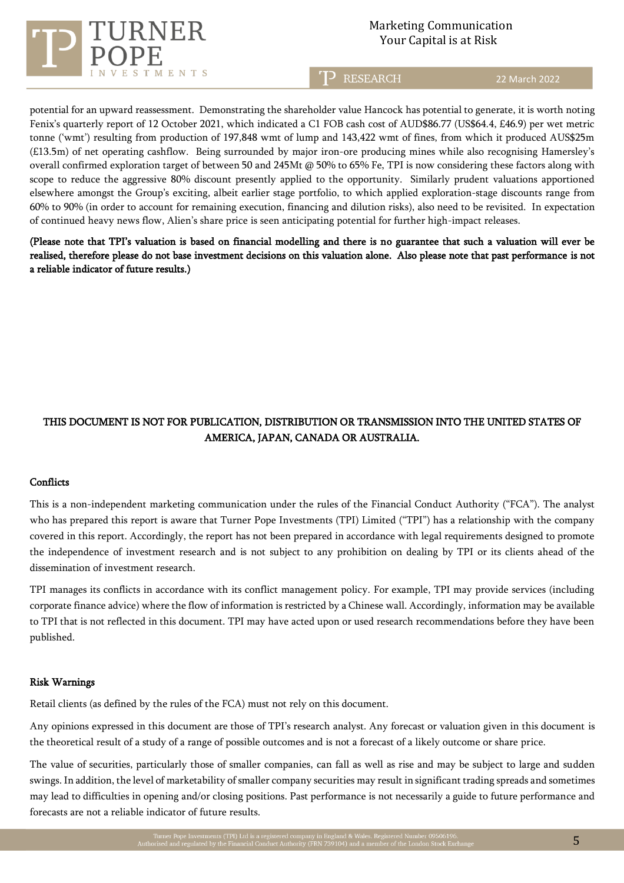potential for an upward reassessment. Demonstrating the shareholder value Hancock has potential to generate, it is worth noting Fenix's quarterly report of 12 October 2021, which indicated a C1 FOB cash cost of AUD$86.77 (US$64.4, £46.9) per wet metric tonne ('wmt') resulting from production of 197,848 wmt of lump and 143,422 wmt of fines, from which it produced AUS$25m (£13.5m) of net operating cashflow. Being surrounded by major iron-ore producing mines while also recognising Hamersley's overall confirmed exploration target of between 50 and 245Mt @ 50% to 65% Fe, TPI is now considering these factors along with scope to reduce the aggressive 80% discount presently applied to the opportunity. Similarly prudent valuations apportioned elsewhere amongst the Group's exciting, albeit earlier stage portfolio, to which applied exploration-stage discounts range from 60% to 90% (in order to account for remaining execution, financing and dilution risks), also need to be revisited. In expectation of continued heavy news flow, Alien's share price is seen anticipating potential for further high-impact releases.

**(Please note that TPI's valuation is based on financial modelling and there is no guarantee that such a valuation will ever be realised, therefore please do not base investment decisions on this valuation alone. Also please note that past performance is not a reliable indicator of future results.)**

**THIS DOCUMENT IS NOT FOR PUBLICATION, DISTRIBUTION OR TRANSMISSION INTO THE UNITED STATES OF AMERICA, JAPAN, CANADA OR AUSTRALIA.**

## Conflicts

This is a non-independent marketing communication under the rules of the Financial Conduct Authority ("FCA"). The analyst who has prepared this report is aware that Turner Pope Investments (TPI) Limited ("TPI") has a relationship with the company covered in this report. Accordingly, the report has not been prepared in accordance with legal requirements designed to promote the independence of investment research and is not subject to any prohibition on dealing by TPI or its clients ahead of the dissemination of investment research.

TPI manages its conflicts in accordance with its conflict management policy. For example, TPI may provide services (including corporate finance advice) where the flow of information is restricted by a Chinese wall. Accordingly, information may be available to TPI that is not reflected in this document. TPI may have acted upon or used research recommendations before they have been published.

## Risk Warnings

Retail clients (as defined by the rules of the FCA) must not rely on this document.

Any opinions expressed in this document are those of TPI's research analyst. Any forecast or valuation given in this document is the theoretical result of a study of a range of possible outcomes and is not a forecast of a likely outcome or share price.

The value of securities, particularly those of smaller companies, can fall as well as rise and may be subject to large and sudden swings. In addition, the level of marketability of smaller company securities may result in significant trading spreads and sometimes may lead to difficulties in opening and/or closing positions. Past performance is not necessarily a guide to future performance and forecasts are not a reliable indicator of future results.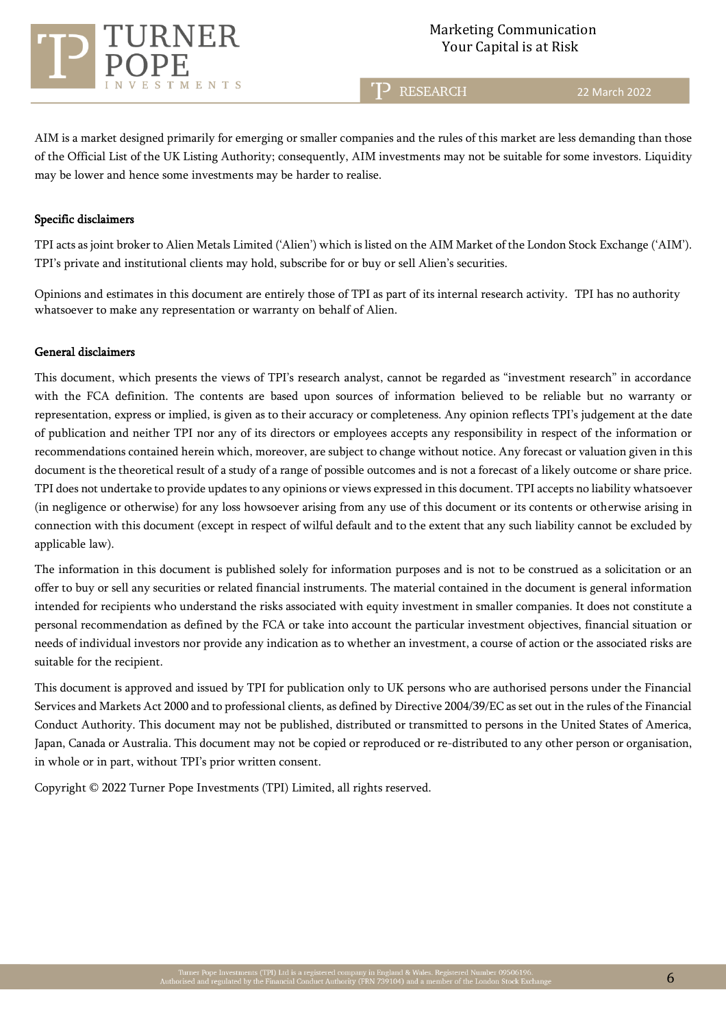AIM is a market designed primarily for emerging or smaller companies and the rules of this market are less demanding than those of the Official List of the UK Listing Authority; consequently, AIM investments may not be suitable for some investors. Liquidity may be lower and hence some investments may be harder to realise.

**Specific disclaimers**

TPI acts as joint broker to Alien Metals Limited ('Alien') which is listed on the AIM Market of the London Stock Exchange ('AIM'). TPI's private and institutional clients may hold, subscribe for or buy or sell Alien's securities.

Opinions and estimates in this document are entirely those of TPI as part of its internal research activity. TPI has no authority whatsoever to make any representation or warranty on behalf of Alien.

**General disclaimers**

This document, which presents the views of TPI's research analyst, cannot be regarded as "investment research" in accordance with the FCA definition. The contents are based upon sources of information believed to be reliable but no warranty or representation, express or implied, is given as to their accuracy or completeness. Any opinion reflects TPI's judgement at the date of publication and neither TPI nor any of its directors or employees accepts any responsibility in respect of the information or recommendations contained herein which, moreover, are subject to change without notice. Any forecast or valuation given in this document is the theoretical result of a study of a range of possible outcomes and is not a forecast of a likely outcome or share price. TPI does not undertake to provide updates to any opinions or views expressed in this document. TPI accepts no liability whatsoever (in negligence or otherwise) for any loss howsoever arising from any use of this document or its contents or otherwise arising in connection with this document (except in respect of wilful default and to the extent that any such liability cannot be excluded by applicable law).

The information in this document is published solely for information purposes and is not to be construed as a solicitation or an offer to buy or sell any securities or related financial instruments. The material contained in the document is general information intended for recipients who understand the risks associated with equity investment in smaller companies. It does not constitute a personal recommendation as defined by the FCA or take into account the particular investment objectives, financial situation or needs of individual investors nor provide any indication as to whether an investment, a course of action or the associated risks are suitable for the recipient.

This document is approved and issued by TPI for publication only to UK persons who are authorised persons under the Financial Services and Markets Act 2000 and to professional clients, as defined by Directive 2004/39/EC as set out in the rules of the Financial Conduct Authority. This document may not be published, distributed or transmitted to persons in the United States of America, Japan, Canada or Australia. This document may not be copied or reproduced or re-distributed to any other person or organisation, in whole or in part, without TPI's prior written consent.

Copyright © 2022 Turner Pope Investments (TPI) Limited, all rights reserved.